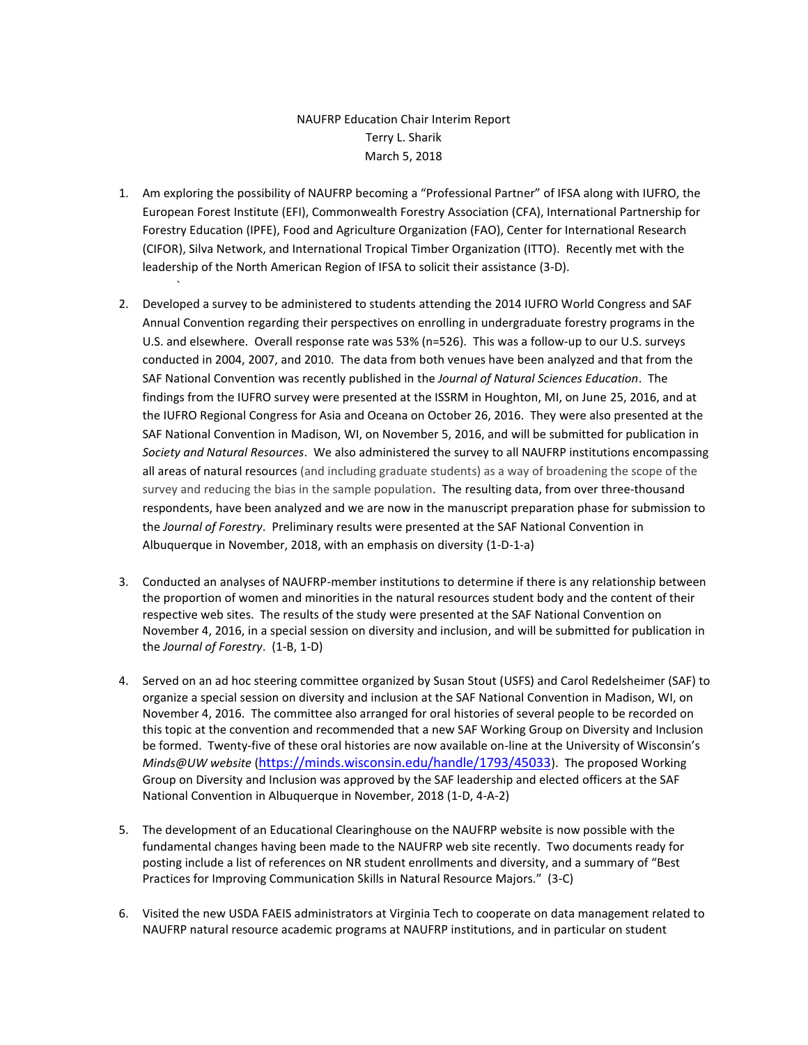NAUFRP Education Chair Interim Report
Terry L. Sharik
March 5, 2018

1. Am exploring the possibility of NAUFRP becoming a "Professional Partner" of IFSA along with IUFRO, the European Forest Institute (EFI), Commonwealth Forestry Association (CFA), International Partnership for Forestry Education (IPFE), Food and Agriculture Organization (FAO), Center for International Research (CIFOR), Silva Network, and International Tropical Timber Organization (ITTO). Recently met with the leadership of the North American Region of IFSA to solicit their assistance (3-D).

2. Developed a survey to be administered to students attending the 2014 IUFRO World Congress and SAF Annual Convention regarding their perspectives on enrolling in undergraduate forestry programs in the U.S. and elsewhere. Overall response rate was 53% (n=526). This was a follow-up to our U.S. surveys conducted in 2004, 2007, and 2010. The data from both venues have been analyzed and that from the SAF National Convention was recently published in the *Journal of Natural Sciences Education*. The findings from the IUFRO survey were presented at the ISSRM in Houghton, MI, on June 25, 2016, and at the IUFRO Regional Congress for Asia and Oceana on October 26, 2016. They were also presented at the SAF National Convention in Madison, WI, on November 5, 2016, and will be submitted for publication in *Society and Natural Resources*. We also administered the survey to all NAUFRP institutions encompassing all areas of natural resources (and including graduate students) as a way of broadening the scope of the survey and reducing the bias in the sample population. The resulting data, from over three-thousand respondents, have been analyzed and we are now in the manuscript preparation phase for submission to the *Journal of Forestry*. Preliminary results were presented at the SAF National Convention in Albuquerque in November, 2018, with an emphasis on diversity (1-D-1-a)

3. Conducted an analyses of NAUFRP-member institutions to determine if there is any relationship between the proportion of women and minorities in the natural resources student body and the content of their respective web sites. The results of the study were presented at the SAF National Convention on November 4, 2016, in a special session on diversity and inclusion, and will be submitted for publication in the *Journal of Forestry*. (1-B, 1-D)

4. Served on an ad hoc steering committee organized by Susan Stout (USFS) and Carol Redelsheimer (SAF) to organize a special session on diversity and inclusion at the SAF National Convention in Madison, WI, on November 4, 2016. The committee also arranged for oral histories of several people to be recorded on this topic at the convention and recommended that a new SAF Working Group on Diversity and Inclusion be formed. Twenty-five of these oral histories are now available on-line at the University of Wisconsin's *Minds@UW website* (https://minds.wisconsin.edu/handle/1793/45033). The proposed Working Group on Diversity and Inclusion was approved by the SAF leadership and elected officers at the SAF National Convention in Albuquerque in November, 2018 (1-D, 4-A-2)

5. The development of an Educational Clearinghouse on the NAUFRP website is now possible with the fundamental changes having been made to the NAUFRP web site recently. Two documents ready for posting include a list of references on NR student enrollments and diversity, and a summary of "Best Practices for Improving Communication Skills in Natural Resource Majors." (3-C)

6. Visited the new USDA FAEIS administrators at Virginia Tech to cooperate on data management related to NAUFRP natural resource academic programs at NAUFRP institutions, and in particular on student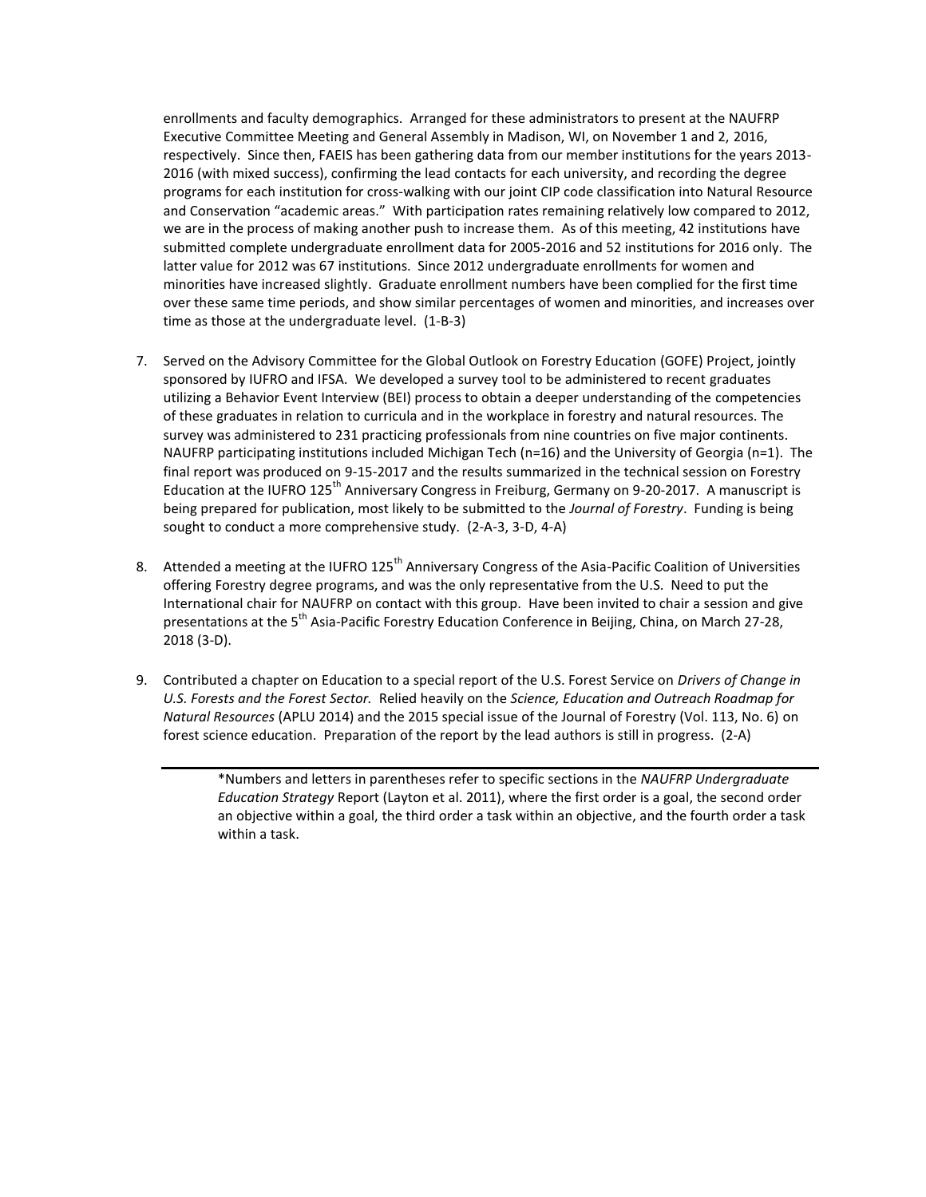enrollments and faculty demographics. Arranged for these administrators to present at the NAUFRP Executive Committee Meeting and General Assembly in Madison, WI, on November 1 and 2, 2016, respectively. Since then, FAEIS has been gathering data from our member institutions for the years 2013-2016 (with mixed success), confirming the lead contacts for each university, and recording the degree programs for each institution for cross-walking with our joint CIP code classification into Natural Resource and Conservation "academic areas." With participation rates remaining relatively low compared to 2012, we are in the process of making another push to increase them. As of this meeting, 42 institutions have submitted complete undergraduate enrollment data for 2005-2016 and 52 institutions for 2016 only. The latter value for 2012 was 67 institutions. Since 2012 undergraduate enrollments for women and minorities have increased slightly. Graduate enrollment numbers have been complied for the first time over these same time periods, and show similar percentages of women and minorities, and increases over time as those at the undergraduate level. (1-B-3)

7. Served on the Advisory Committee for the Global Outlook on Forestry Education (GOFE) Project, jointly sponsored by IUFRO and IFSA. We developed a survey tool to be administered to recent graduates utilizing a Behavior Event Interview (BEI) process to obtain a deeper understanding of the competencies of these graduates in relation to curricula and in the workplace in forestry and natural resources. The survey was administered to 231 practicing professionals from nine countries on five major continents. NAUFRP participating institutions included Michigan Tech (n=16) and the University of Georgia (n=1). The final report was produced on 9-15-2017 and the results summarized in the technical session on Forestry Education at the IUFRO 125th Anniversary Congress in Freiburg, Germany on 9-20-2017. A manuscript is being prepared for publication, most likely to be submitted to the *Journal of Forestry*. Funding is being sought to conduct a more comprehensive study. (2-A-3, 3-D, 4-A)

8. Attended a meeting at the IUFRO 125th Anniversary Congress of the Asia-Pacific Coalition of Universities offering Forestry degree programs, and was the only representative from the U.S. Need to put the International chair for NAUFRP on contact with this group. Have been invited to chair a session and give presentations at the 5th Asia-Pacific Forestry Education Conference in Beijing, China, on March 27-28, 2018 (3-D).

9. Contributed a chapter on Education to a special report of the U.S. Forest Service on *Drivers of Change in U.S. Forests and the Forest Sector.* Relied heavily on the *Science, Education and Outreach Roadmap for Natural Resources* (APLU 2014) and the 2015 special issue of the Journal of Forestry (Vol. 113, No. 6) on forest science education. Preparation of the report by the lead authors is still in progress. (2-A)

---

*Numbers and letters in parentheses refer to specific sections in the *NAUFRP Undergraduate Education Strategy* Report (Layton et al. 2011), where the first order is a goal, the second order an objective within a goal, the third order a task within an objective, and the fourth order a task within a task.